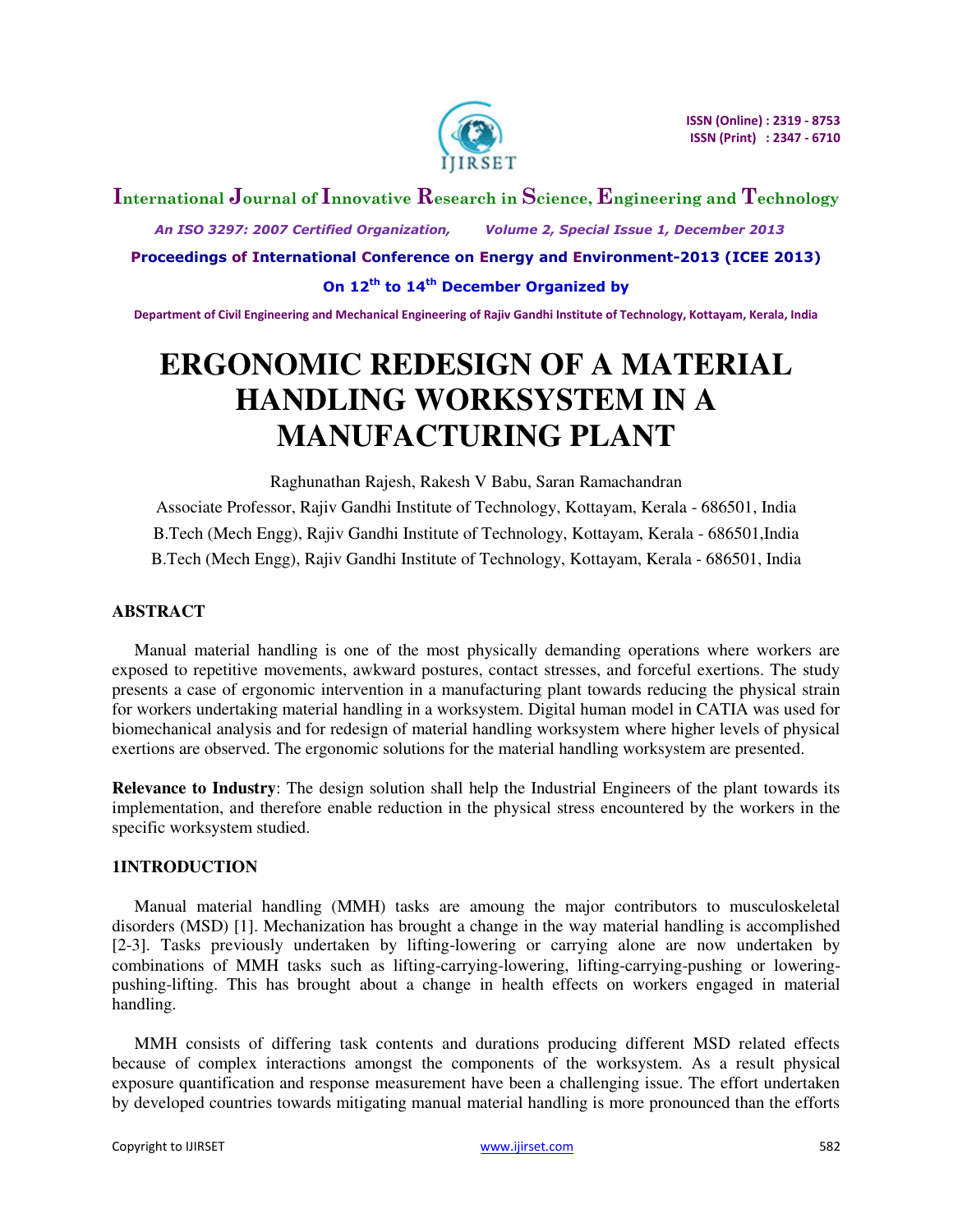# ERGONOMIC REDESIGN OF A MATERIAL HANDLING WORKSYSTEM IN A MANUFACTURING PLANT

Raghunathan Rajesh, Rakesh V Babu, Saran Ramachandran

Associate Professor, Rajiv Gandhi Institute of Technology, Kottayam, Kerala - 686501, India

B.Tech (Mech Engg), Rajiv Gandhi Institute of Technology, Kottayam, Kerala - 686501,India

B.Tech (Mech Engg), Rajiv Gandhi Institute of Technology, Kottayam, Kerala - 686501, India

## ABSTRACT

Manual material handling is one of the most physically demanding operations where workers are exposed to repetitive movements, awkward postures, contact stresses, and forceful exertions. The study presents a case of ergonomic intervention in a manufacturing plant towards reducing the physical strain for workers undertaking material handling in a worksystem. Digital human model in CATIA was used for biomechanical analysis and for redesign of material handling worksystem where higher levels of physical exertions are observed. The ergonomic solutions for the material handling worksystem are presented.

**Relevance to Industry**: The design solution shall help the Industrial Engineers of the plant towards its implementation, and therefore enable reduction in the physical stress encountered by the workers in the specific worksystem studied.

## 1INTRODUCTION

Manual material handling (MMH) tasks are amoung the major contributors to musculoskeletal disorders (MSD) [1]. Mechanization has brought a change in the way material handling is accomplished [2-3]. Tasks previously undertaken by lifting-lowering or carrying alone are now undertaken by combinations of MMH tasks such as lifting-carrying-lowering, lifting-carrying-pushing or lowering-pushing-lifting. This has brought about a change in health effects on workers engaged in material handling.

MMH consists of differing task contents and durations producing different MSD related effects because of complex interactions amongst the components of the worksystem. As a result physical exposure quantification and response measurement have been a challenging issue. The effort undertaken by developed countries towards mitigating manual material handling is more pronounced than the efforts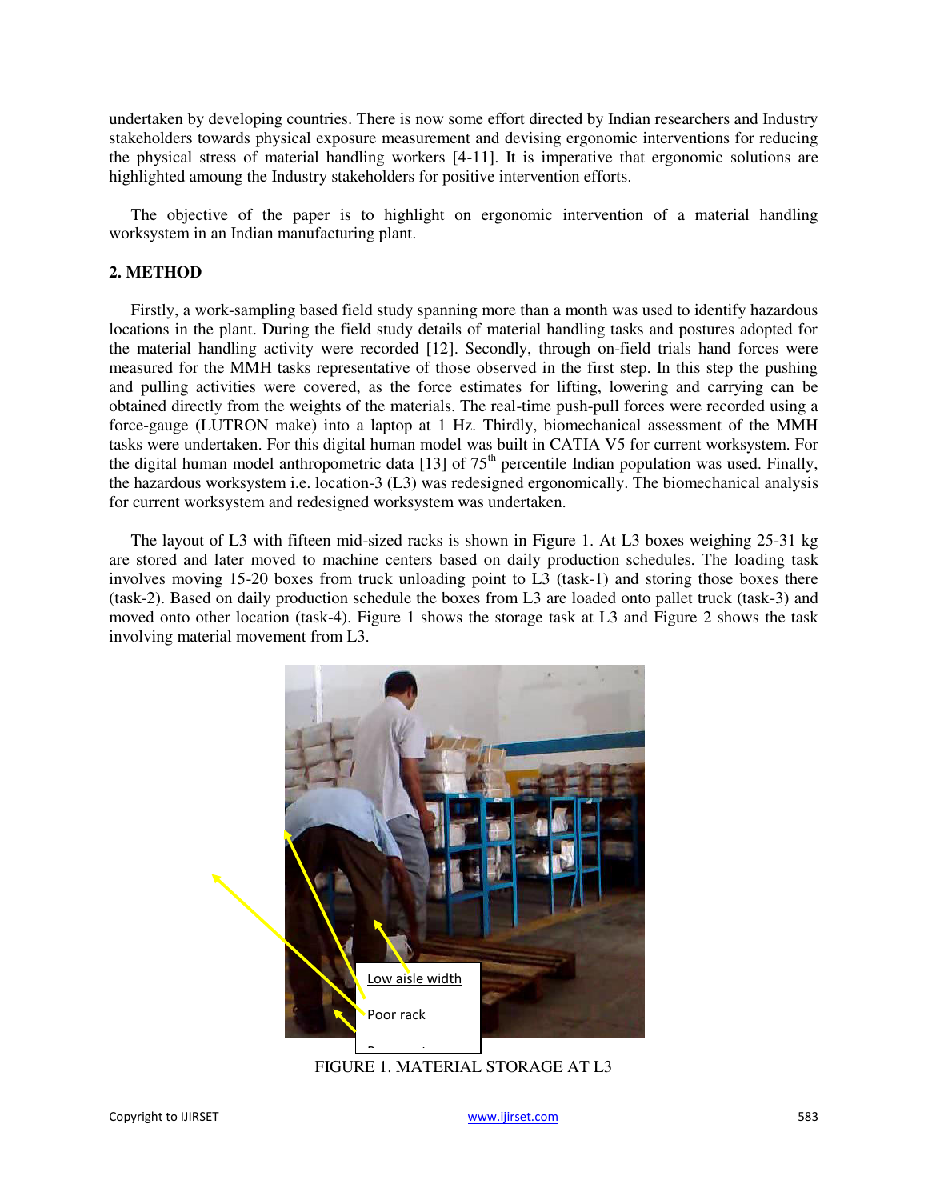undertaken by developing countries. There is now some effort directed by Indian researchers and Industry stakeholders towards physical exposure measurement and devising ergonomic interventions for reducing the physical stress of material handling workers [4-11]. It is imperative that ergonomic solutions are highlighted amoung the Industry stakeholders for positive intervention efforts.

The objective of the paper is to highlight on ergonomic intervention of a material handling worksystem in an Indian manufacturing plant.

## 2. METHOD

Firstly, a work-sampling based field study spanning more than a month was used to identify hazardous locations in the plant. During the field study details of material handling tasks and postures adopted for the material handling activity were recorded [12]. Secondly, through on-field trials hand forces were measured for the MMH tasks representative of those observed in the first step. In this step the pushing and pulling activities were covered, as the force estimates for lifting, lowering and carrying can be obtained directly from the weights of the materials. The real-time push-pull forces were recorded using a force-gauge (LUTRON make) into a laptop at 1 Hz. Thirdly, biomechanical assessment of the MMH tasks were undertaken. For this digital human model was built in CATIA V5 for current worksystem. For the digital human model anthropometric data [13] of 75[th] percentile Indian population was used. Finally, the hazardous worksystem i.e. location-3 (L3) was redesigned ergonomically. The biomechanical analysis for current worksystem and redesigned worksystem was undertaken.

The layout of L3 with fifteen mid-sized racks is shown in Figure 1. At L3 boxes weighing 25-31 kg are stored and later moved to machine centers based on daily production schedules. The loading task involves moving 15-20 boxes from truck unloading point to L3 (task-1) and storing those boxes there (task-2). Based on daily production schedule the boxes from L3 are loaded onto pallet truck (task-3) and moved onto other location (task-4). Figure 1 shows the storage task at L3 and Figure 2 shows the task involving material movement from L3.

Low aisle width

Poor rack

FIGURE 1. MATERIAL STORAGE AT L3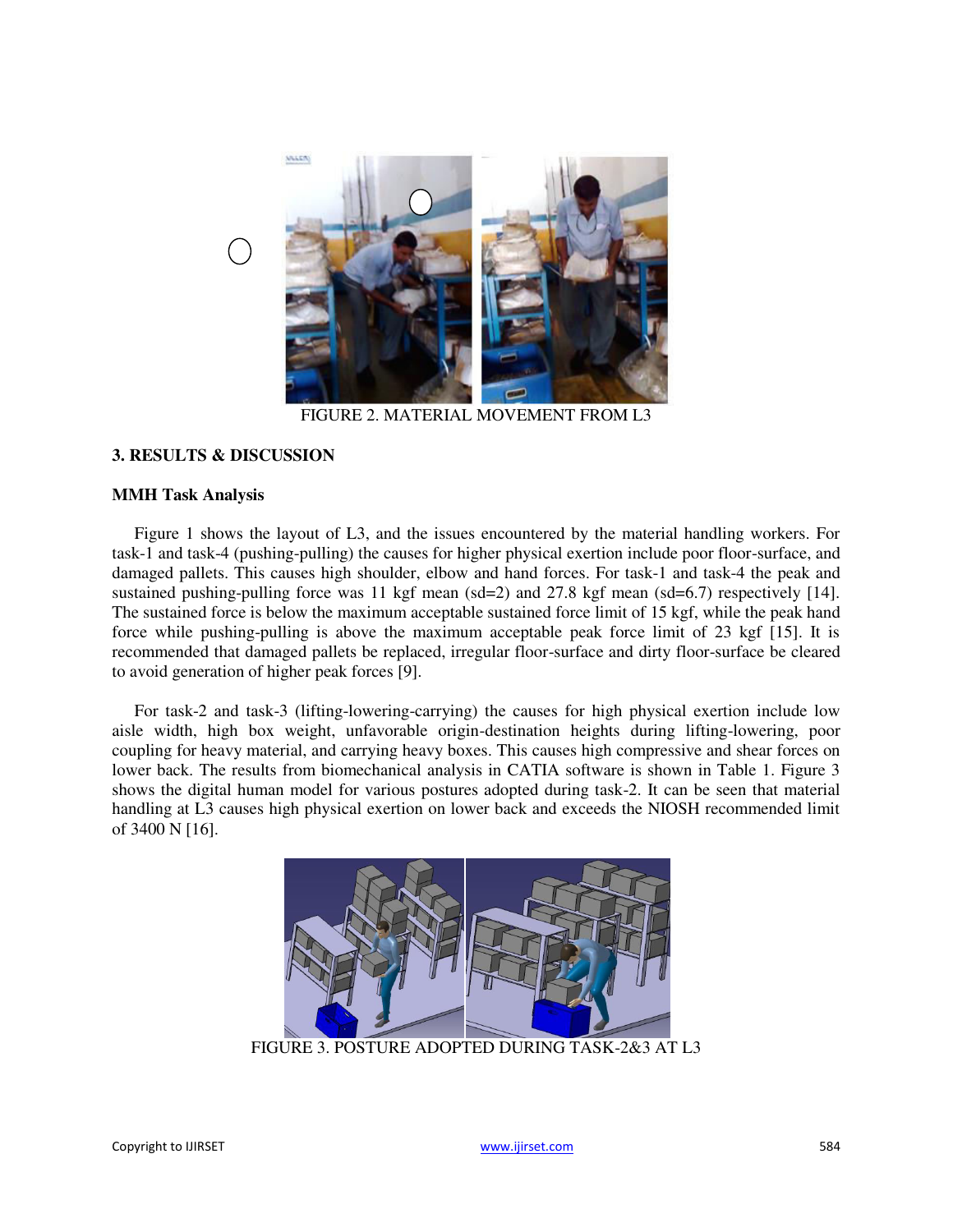FIGURE 2. MATERIAL MOVEMENT FROM L3

## 3. RESULTS & DISCUSSION

### MMH Task Analysis

Figure 1 shows the layout of L3, and the issues encountered by the material handling workers. For task-1 and task-4 (pushing-pulling) the causes for higher physical exertion include poor floor-surface, and damaged pallets. This causes high shoulder, elbow and hand forces. For task-1 and task-4 the peak and sustained pushing-pulling force was 11 kgf mean (sd=2) and 27.8 kgf mean (sd=6.7) respectively [14]. The sustained force is below the maximum acceptable sustained force limit of 15 kgf, while the peak hand force while pushing-pulling is above the maximum acceptable peak force limit of 23 kgf [15]. It is recommended that damaged pallets be replaced, irregular floor-surface and dirty floor-surface be cleared to avoid generation of higher peak forces [9].

For task-2 and task-3 (lifting-lowering-carrying) the causes for high physical exertion include low aisle width, high box weight, unfavorable origin-destination heights during lifting-lowering, poor coupling for heavy material, and carrying heavy boxes. This causes high compressive and shear forces on lower back. The results from biomechanical analysis in CATIA software is shown in Table 1. Figure 3 shows the digital human model for various postures adopted during task-2. It can be seen that material handling at L3 causes high physical exertion on lower back and exceeds the NIOSH recommended limit of 3400 N [16].

FIGURE 3. POSTURE ADOPTED DURING TASK-2&3 AT L3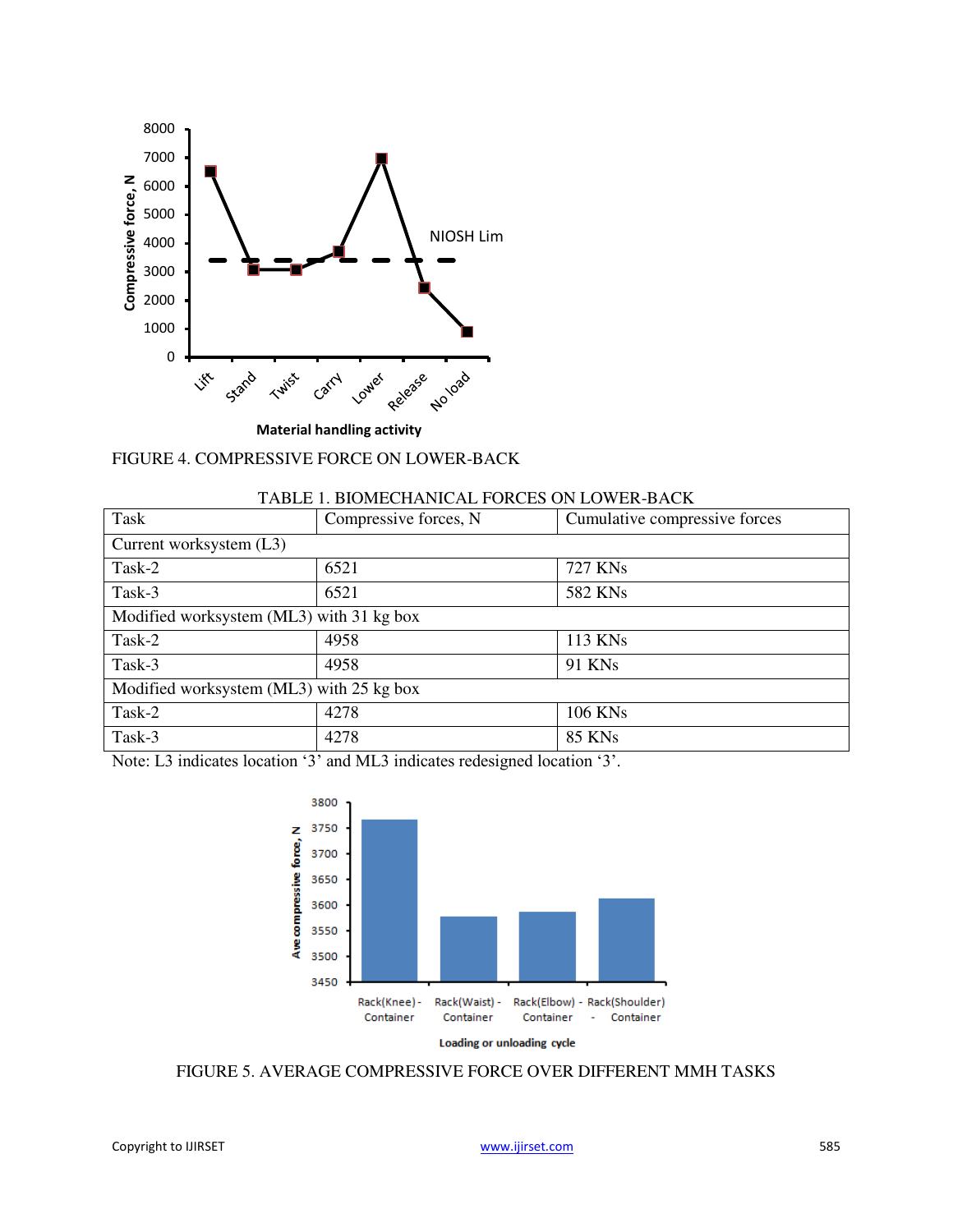FIGURE 4. COMPRESSIVE FORCE ON LOWER-BACK

TABLE 1. BIOMECHANICAL FORCES ON LOWER-BACK

| Task | Compressive forces, N | Cumulative compressive forces |
|---|---|---|
| Current worksystem (L3) | | |
| Task-2 | 6521 | 727 KNs |
| Task-3 | 6521 | 582 KNs |
| Modified worksystem (ML3) with 31 kg box | | |
| Task-2 | 4958 | 113 KNs |
| Task-3 | 4958 | 91 KNs |
| Modified worksystem (ML3) with 25 kg box | | |
| Task-2 | 4278 | 106 KNs |
| Task-3 | 4278 | 85 KNs |

Note: L3 indicates location '3' and ML3 indicates redesigned location '3'.

FIGURE 5. AVERAGE COMPRESSIVE FORCE OVER DIFFERENT MMH TASKS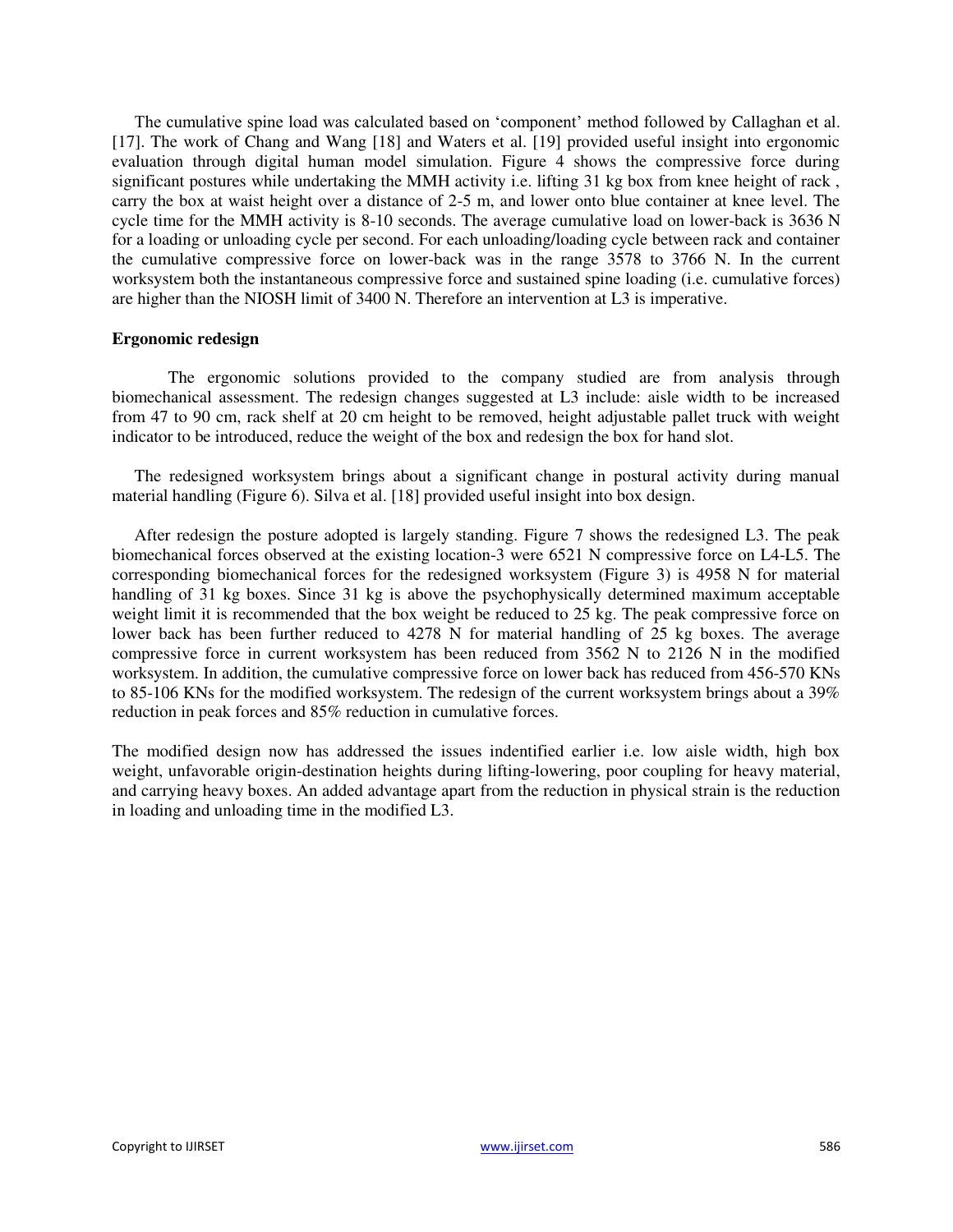The cumulative spine load was calculated based on 'component' method followed by Callaghan et al. [17]. The work of Chang and Wang [18] and Waters et al. [19] provided useful insight into ergonomic evaluation through digital human model simulation. Figure 4 shows the compressive force during significant postures while undertaking the MMH activity i.e. lifting 31 kg box from knee height of rack , carry the box at waist height over a distance of 2-5 m, and lower onto blue container at knee level. The cycle time for the MMH activity is 8-10 seconds. The average cumulative load on lower-back is 3636 N for a loading or unloading cycle per second. For each unloading/loading cycle between rack and container the cumulative compressive force on lower-back was in the range 3578 to 3766 N. In the current worksystem both the instantaneous compressive force and sustained spine loading (i.e. cumulative forces) are higher than the NIOSH limit of 3400 N. Therefore an intervention at L3 is imperative.

**Ergonomic redesign**

The ergonomic solutions provided to the company studied are from analysis through biomechanical assessment. The redesign changes suggested at L3 include: aisle width to be increased from 47 to 90 cm, rack shelf at 20 cm height to be removed, height adjustable pallet truck with weight indicator to be introduced, reduce the weight of the box and redesign the box for hand slot.

The redesigned worksystem brings about a significant change in postural activity during manual material handling (Figure 6). Silva et al. [18] provided useful insight into box design.

After redesign the posture adopted is largely standing. Figure 7 shows the redesigned L3. The peak biomechanical forces observed at the existing location-3 were 6521 N compressive force on L4-L5. The corresponding biomechanical forces for the redesigned worksystem (Figure 3) is 4958 N for material handling of 31 kg boxes. Since 31 kg is above the psychophysically determined maximum acceptable weight limit it is recommended that the box weight be reduced to 25 kg. The peak compressive force on lower back has been further reduced to 4278 N for material handling of 25 kg boxes. The average compressive force in current worksystem has been reduced from 3562 N to 2126 N in the modified worksystem. In addition, the cumulative compressive force on lower back has reduced from 456-570 KNs to 85-106 KNs for the modified worksystem. The redesign of the current worksystem brings about a 39% reduction in peak forces and 85% reduction in cumulative forces.

The modified design now has addressed the issues indentified earlier i.e. low aisle width, high box weight, unfavorable origin-destination heights during lifting-lowering, poor coupling for heavy material, and carrying heavy boxes. An added advantage apart from the reduction in physical strain is the reduction in loading and unloading time in the modified L3.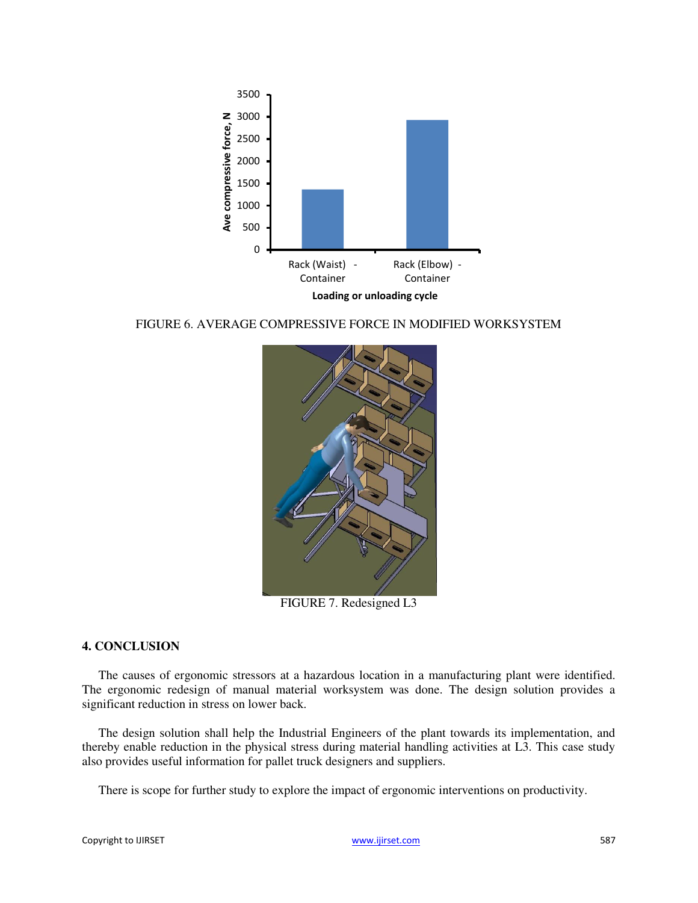FIGURE 6. AVERAGE COMPRESSIVE FORCE IN MODIFIED WORKSYSTEM

FIGURE 7. Redesigned L3

## 4. CONCLUSION

The causes of ergonomic stressors at a hazardous location in a manufacturing plant were identified. The ergonomic redesign of manual material worksystem was done. The design solution provides a significant reduction in stress on lower back.

The design solution shall help the Industrial Engineers of the plant towards its implementation, and thereby enable reduction in the physical stress during material handling activities at L3. This case study also provides useful information for pallet truck designers and suppliers.

There is scope for further study to explore the impact of ergonomic interventions on productivity.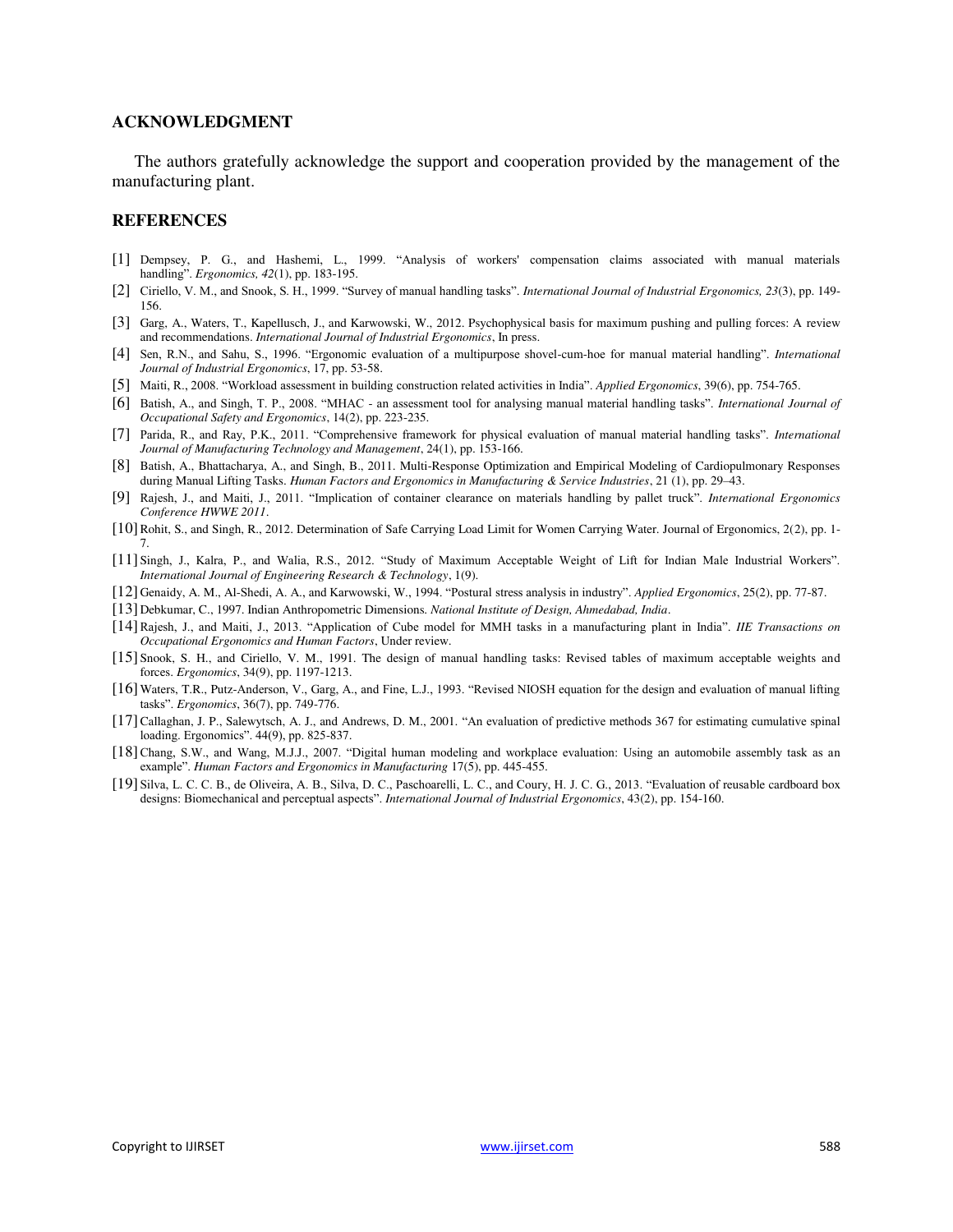## ACKNOWLEDGMENT

The authors gratefully acknowledge the support and cooperation provided by the management of the manufacturing plant.

## REFERENCES

[1] Dempsey, P. G., and Hashemi, L., 1999. "Analysis of workers' compensation claims associated with manual materials handling". *Ergonomics, 42*(1), pp. 183-195.

[2] Ciriello, V. M., and Snook, S. H., 1999. "Survey of manual handling tasks". *International Journal of Industrial Ergonomics, 23*(3), pp. 149-156.

[3] Garg, A., Waters, T., Kapellusch, J., and Karwowski, W., 2012. Psychophysical basis for maximum pushing and pulling forces: A review and recommendations. *International Journal of Industrial Ergonomics*, In press.

[4] Sen, R.N., and Sahu, S., 1996. "Ergonomic evaluation of a multipurpose shovel-cum-hoe for manual material handling". *International Journal of Industrial Ergonomics*, 17, pp. 53-58.

[5] Maiti, R., 2008. "Workload assessment in building construction related activities in India". *Applied Ergonomics*, 39(6), pp. 754-765.

[6] Batish, A., and Singh, T. P., 2008. "MHAC - an assessment tool for analysing manual material handling tasks". *International Journal of Occupational Safety and Ergonomics*, 14(2), pp. 223-235.

[7] Parida, R., and Ray, P.K., 2011. "Comprehensive framework for physical evaluation of manual material handling tasks". *International Journal of Manufacturing Technology and Management*, 24(1), pp. 153-166.

[8] Batish, A., Bhattacharya, A., and Singh, B., 2011. Multi-Response Optimization and Empirical Modeling of Cardiopulmonary Responses during Manual Lifting Tasks. *Human Factors and Ergonomics in Manufacturing & Service Industries*, 21 (1), pp. 29–43.

[9] Rajesh, J., and Maiti, J., 2011. "Implication of container clearance on materials handling by pallet truck". *International Ergonomics Conference HWWE 2011*.

[10] Rohit, S., and Singh, R., 2012. Determination of Safe Carrying Load Limit for Women Carrying Water. Journal of Ergonomics, 2(2), pp. 1-7.

[11] Singh, J., Kalra, P., and Walia, R.S., 2012. "Study of Maximum Acceptable Weight of Lift for Indian Male Industrial Workers". *International Journal of Engineering Research & Technology*, 1(9).

[12] Genaidy, A. M., Al-Shedi, A. A., and Karwowski, W., 1994. "Postural stress analysis in industry". *Applied Ergonomics*, 25(2), pp. 77-87.

[13] Debkumar, C., 1997. Indian Anthropometric Dimensions. *National Institute of Design, Ahmedabad, India*.

[14] Rajesh, J., and Maiti, J., 2013. "Application of Cube model for MMH tasks in a manufacturing plant in India". *IIE Transactions on Occupational Ergonomics and Human Factors*, Under review.

[15] Snook, S. H., and Ciriello, V. M., 1991. The design of manual handling tasks: Revised tables of maximum acceptable weights and forces. *Ergonomics*, 34(9), pp. 1197-1213.

[16] Waters, T.R., Putz-Anderson, V., Garg, A., and Fine, L.J., 1993. "Revised NIOSH equation for the design and evaluation of manual lifting tasks". *Ergonomics*, 36(7), pp. 749-776.

[17] Callaghan, J. P., Salewytsch, A. J., and Andrews, D. M., 2001. "An evaluation of predictive methods 367 for estimating cumulative spinal loading. Ergonomics". 44(9), pp. 825-837.

[18] Chang, S.W., and Wang, M.J.J., 2007. "Digital human modeling and workplace evaluation: Using an automobile assembly task as an example". *Human Factors and Ergonomics in Manufacturing* 17(5), pp. 445-455.

[19] Silva, L. C. C. B., de Oliveira, A. B., Silva, D. C., Paschoarelli, L. C., and Coury, H. J. C. G., 2013. "Evaluation of reusable cardboard box designs: Biomechanical and perceptual aspects". *International Journal of Industrial Ergonomics*, 43(2), pp. 154-160.